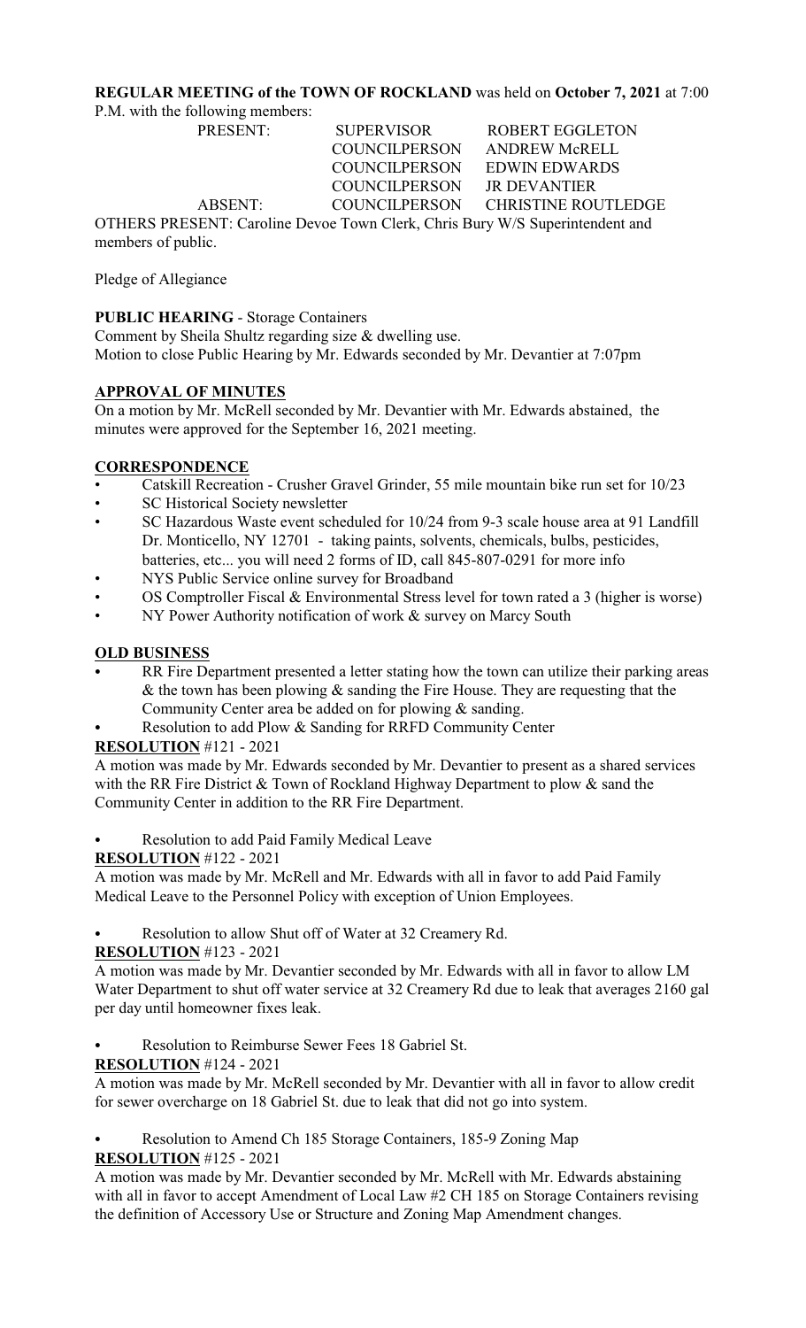**REGULAR MEETING of the TOWN OF ROCKLAND** was held on **October 7, 2021** at 7:00 P.M. with the following members:

| | | |
|---|---|---|
| PRESENT: | SUPERVISOR | ROBERT EGGLETON |
| | COUNCILPERSON | ANDREW McRELL |
| | COUNCILPERSON | EDWIN EDWARDS |
| | COUNCILPERSON | JR DEVANTIER |
| ABSENT: | COUNCILPERSON | CHRISTINE ROUTLEDGE |

OTHERS PRESENT: Caroline Devoe Town Clerk, Chris Bury W/S Superintendent and members of public.

Pledge of Allegiance

**PUBLIC HEARING** - Storage Containers
Comment by Sheila Shultz regarding size & dwelling use.
Motion to close Public Hearing by Mr. Edwards seconded by Mr. Devantier at 7:07pm

**APPROVAL OF MINUTES**

On a motion by Mr. McRell seconded by Mr. Devantier with Mr. Edwards abstained, the minutes were approved for the September 16, 2021 meeting.

**CORRESPONDENCE**

- Catskill Recreation - Crusher Gravel Grinder, 55 mile mountain bike run set for 10/23
- SC Historical Society newsletter
- SC Hazardous Waste event scheduled for 10/24 from 9-3 scale house area at 91 Landfill Dr. Monticello, NY 12701 - taking paints, solvents, chemicals, bulbs, pesticides, batteries, etc... you will need 2 forms of ID, call 845-807-0291 for more info
- NYS Public Service online survey for Broadband
- OS Comptroller Fiscal & Environmental Stress level for town rated a 3 (higher is worse)
- NY Power Authority notification of work & survey on Marcy South

**OLD BUSINESS**

- RR Fire Department presented a letter stating how the town can utilize their parking areas & the town has been plowing & sanding the Fire House. They are requesting that the Community Center area be added on for plowing & sanding.
- Resolution to add Plow & Sanding for RRFD Community Center

**RESOLUTION** #121 - 2021
A motion was made by Mr. Edwards seconded by Mr. Devantier to present as a shared services with the RR Fire District & Town of Rockland Highway Department to plow & sand the Community Center in addition to the RR Fire Department.

- Resolution to add Paid Family Medical Leave

**RESOLUTION** #122 - 2021
A motion was made by Mr. McRell and Mr. Edwards with all in favor to add Paid Family Medical Leave to the Personnel Policy with exception of Union Employees.

- Resolution to allow Shut off of Water at 32 Creamery Rd.

**RESOLUTION** #123 - 2021
A motion was made by Mr. Devantier seconded by Mr. Edwards with all in favor to allow LM Water Department to shut off water service at 32 Creamery Rd due to leak that averages 2160 gal per day until homeowner fixes leak.

- Resolution to Reimburse Sewer Fees 18 Gabriel St.

**RESOLUTION** #124 - 2021
A motion was made by Mr. McRell seconded by Mr. Devantier with all in favor to allow credit for sewer overcharge on 18 Gabriel St. due to leak that did not go into system.

- Resolution to Amend Ch 185 Storage Containers, 185-9 Zoning Map

**RESOLUTION** #125 - 2021
A motion was made by Mr. Devantier seconded by Mr. McRell with Mr. Edwards abstaining with all in favor to accept Amendment of Local Law #2 CH 185 on Storage Containers revising the definition of Accessory Use or Structure and Zoning Map Amendment changes.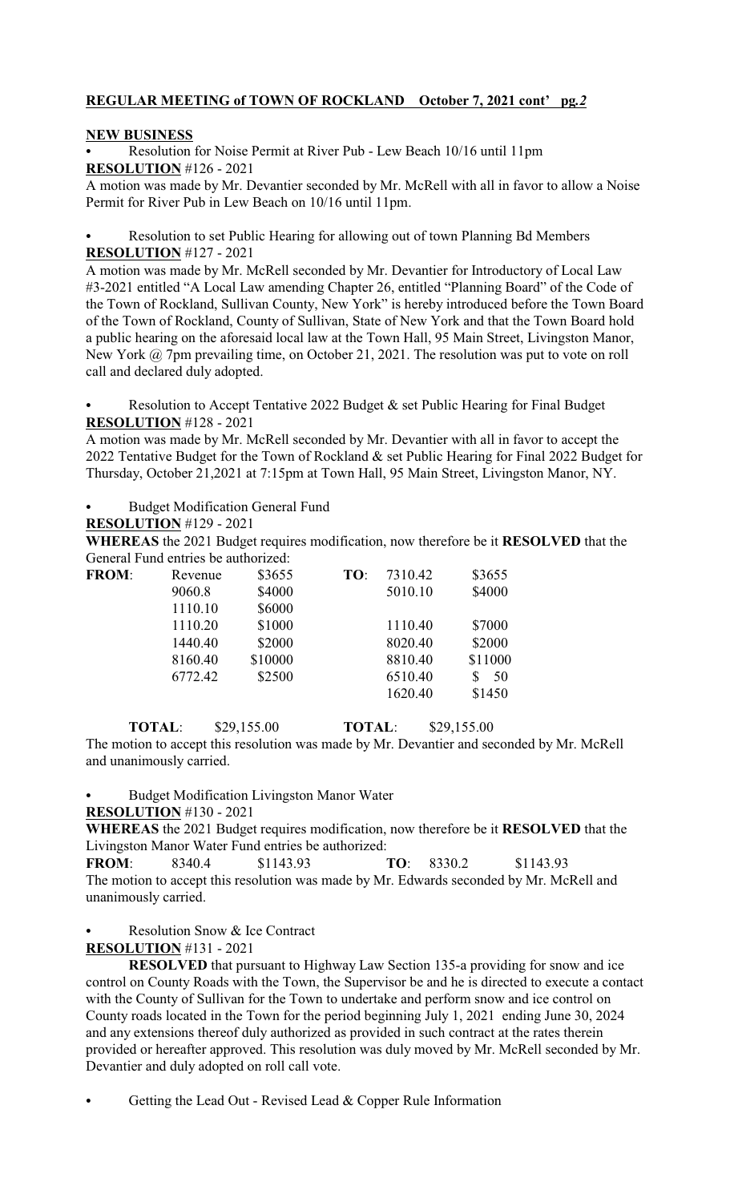**REGULAR MEETING of TOWN OF ROCKLAND October 7, 2021 cont' pg.*2***

**NEW BUSINESS**

- Resolution for Noise Permit at River Pub - Lew Beach 10/16 until 11pm

**RESOLUTION** #126 - 2021

A motion was made by Mr. Devantier seconded by Mr. McRell with all in favor to allow a Noise Permit for River Pub in Lew Beach on 10/16 until 11pm.

- Resolution to set Public Hearing for allowing out of town Planning Bd Members

**RESOLUTION** #127 - 2021

A motion was made by Mr. McRell seconded by Mr. Devantier for Introductory of Local Law #3-2021 entitled "A Local Law amending Chapter 26, entitled "Planning Board" of the Code of the Town of Rockland, Sullivan County, New York" is hereby introduced before the Town Board of the Town of Rockland, County of Sullivan, State of New York and that the Town Board hold a public hearing on the aforesaid local law at the Town Hall, 95 Main Street, Livingston Manor, New York @ 7pm prevailing time, on October 21, 2021. The resolution was put to vote on roll call and declared duly adopted.

- Resolution to Accept Tentative 2022 Budget & set Public Hearing for Final Budget

**RESOLUTION** #128 - 2021

A motion was made by Mr. McRell seconded by Mr. Devantier with all in favor to accept the 2022 Tentative Budget for the Town of Rockland & set Public Hearing for Final 2022 Budget for Thursday, October 21,2021 at 7:15pm at Town Hall, 95 Main Street, Livingston Manor, NY.

- Budget Modification General Fund

**RESOLUTION** #129 - 2021

**WHEREAS** the 2021 Budget requires modification, now therefore be it **RESOLVED** that the General Fund entries be authorized:

| **FROM**: | | | **TO**: | |
|---|---|---|---|---|
| | Revenue | \$3655 | 7310.42 | \$3655 |
| | 9060.8 | \$4000 | 5010.10 | \$4000 |
| | 1110.10 | \$6000 | | |
| | 1110.20 | \$1000 | 1110.40 | \$7000 |
| | 1440.40 | \$2000 | 8020.40 | \$2000 |
| | 8160.40 | \$10000 | 8810.40 | \$11000 |
| | 6772.42 | \$2500 | 6510.40 | \$ 50 |
| | | | 1620.40 | \$1450 |

**TOTAL**: \$29,155.00 **TOTAL**: \$29,155.00

The motion to accept this resolution was made by Mr. Devantier and seconded by Mr. McRell and unanimously carried.

- Budget Modification Livingston Manor Water

**RESOLUTION** #130 - 2021

**WHEREAS** the 2021 Budget requires modification, now therefore be it **RESOLVED** that the Livingston Manor Water Fund entries be authorized:

**FROM**: 8340.4 \$1143.93 **TO**: 8330.2 \$1143.93

The motion to accept this resolution was made by Mr. Edwards seconded by Mr. McRell and unanimously carried.

- Resolution Snow & Ice Contract

**RESOLUTION** #131 - 2021

**RESOLVED** that pursuant to Highway Law Section 135-a providing for snow and ice control on County Roads with the Town, the Supervisor be and he is directed to execute a contact with the County of Sullivan for the Town to undertake and perform snow and ice control on County roads located in the Town for the period beginning July 1, 2021 ending June 30, 2024 and any extensions thereof duly authorized as provided in such contract at the rates therein provided or hereafter approved. This resolution was duly moved by Mr. McRell seconded by Mr. Devantier and duly adopted on roll call vote.

- Getting the Lead Out - Revised Lead & Copper Rule Information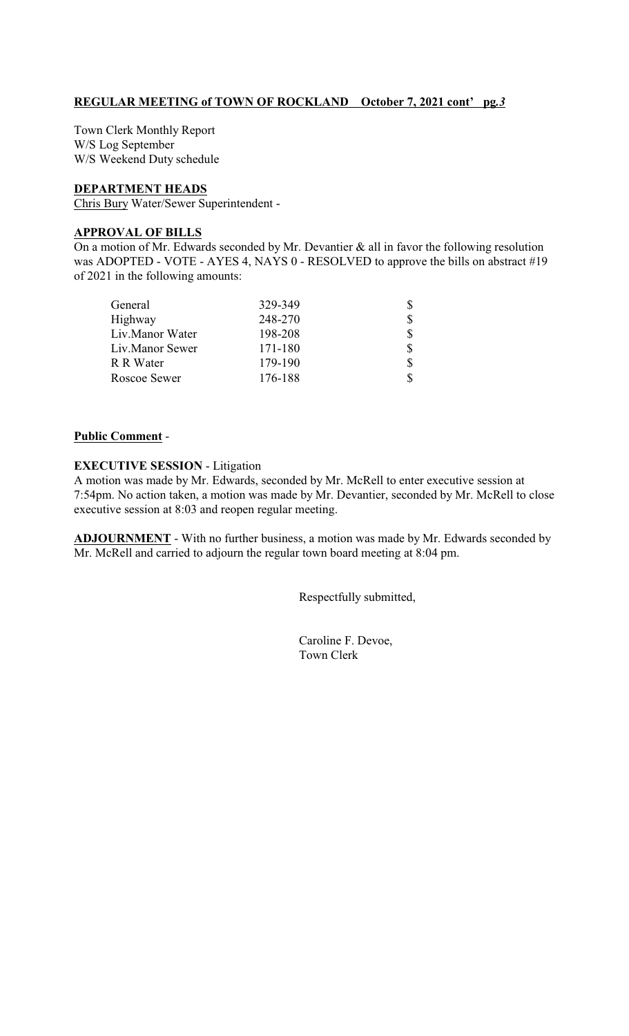**REGULAR MEETING of TOWN OF ROCKLAND October 7, 2021 cont' pg.*3***

Town Clerk Monthly Report
W/S Log September
W/S Weekend Duty schedule

**DEPARTMENT HEADS**

Chris Bury Water/Sewer Superintendent -

**APPROVAL OF BILLS**

On a motion of Mr. Edwards seconded by Mr. Devantier & all in favor the following resolution was ADOPTED - VOTE - AYES 4, NAYS 0 - RESOLVED to approve the bills on abstract #19 of 2021 in the following amounts:

| | | |
|---|---|---|
| General | 329-349 | $ |
| Highway | 248-270 | $ |
| Liv.Manor Water | 198-208 | $ |
| Liv.Manor Sewer | 171-180 | $ |
| R R Water | 179-190 | $ |
| Roscoe Sewer | 176-188 | $ |

**Public Comment** -

**EXECUTIVE SESSION** - Litigation

A motion was made by Mr. Edwards, seconded by Mr. McRell to enter executive session at 7:54pm. No action taken, a motion was made by Mr. Devantier, seconded by Mr. McRell to close executive session at 8:03 and reopen regular meeting.

**ADJOURNMENT** - With no further business, a motion was made by Mr. Edwards seconded by Mr. McRell and carried to adjourn the regular town board meeting at 8:04 pm.

Respectfully submitted,

Caroline F. Devoe,
Town Clerk